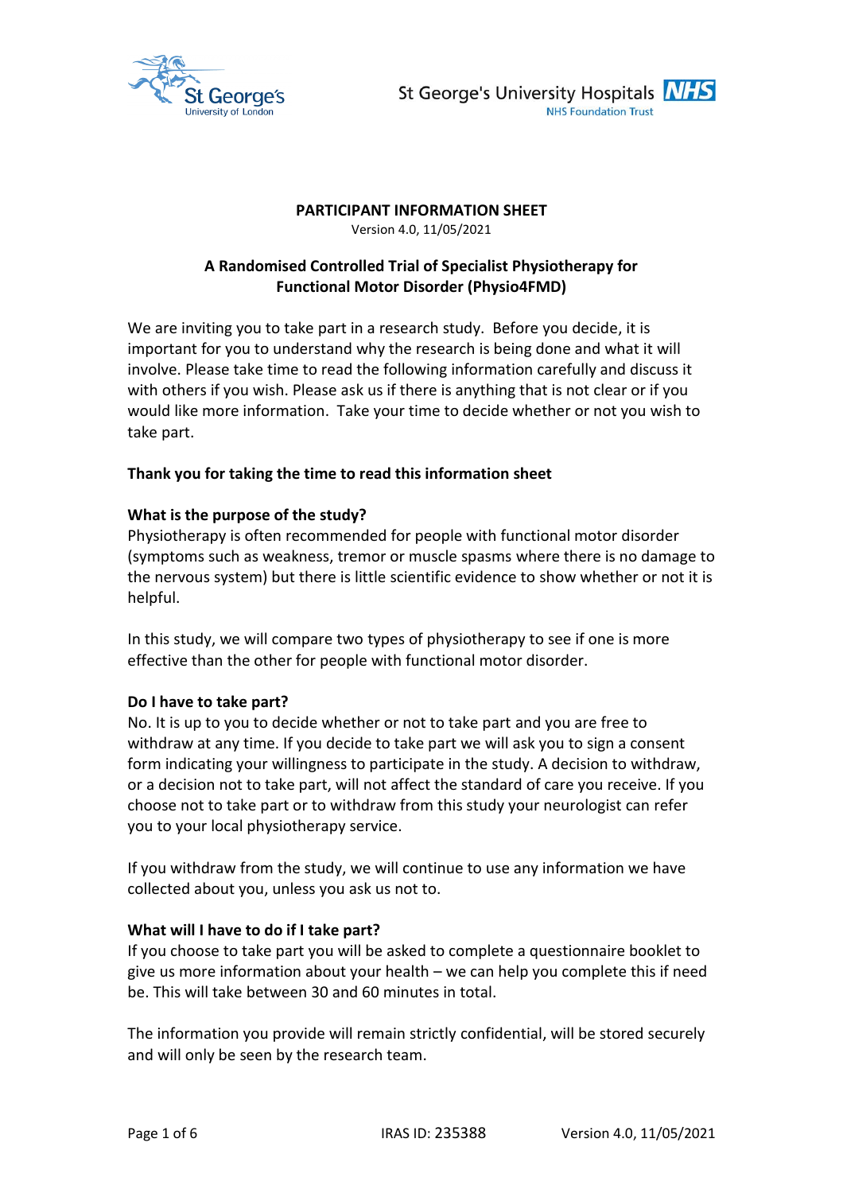# PARTICIPANT INFORMATION SHEET

Version 4.0, 11/05/2021

## A Randomised Controlled Trial of Specialist Physiotherapy for Functional Motor Disorder (Physio4FMD)

We are inviting you to take part in a research study. Before you decide, it is important for you to understand why the research is being done and what it will involve. Please take time to read the following information carefully and discuss it with others if you wish. Please ask us if there is anything that is not clear or if you would like more information. Take your time to decide whether or not you wish to take part.

**Thank you for taking the time to read this information sheet**

### What is the purpose of the study?

Physiotherapy is often recommended for people with functional motor disorder (symptoms such as weakness, tremor or muscle spasms where there is no damage to the nervous system) but there is little scientific evidence to show whether or not it is helpful.

In this study, we will compare two types of physiotherapy to see if one is more effective than the other for people with functional motor disorder.

### Do I have to take part?

No. It is up to you to decide whether or not to take part and you are free to withdraw at any time. If you decide to take part we will ask you to sign a consent form indicating your willingness to participate in the study. A decision to withdraw, or a decision not to take part, will not affect the standard of care you receive. If you choose not to take part or to withdraw from this study your neurologist can refer you to your local physiotherapy service.

If you withdraw from the study, we will continue to use any information we have collected about you, unless you ask us not to.

### What will I have to do if I take part?

If you choose to take part you will be asked to complete a questionnaire booklet to give us more information about your health – we can help you complete this if need be. This will take between 30 and 60 minutes in total.

The information you provide will remain strictly confidential, will be stored securely and will only be seen by the research team.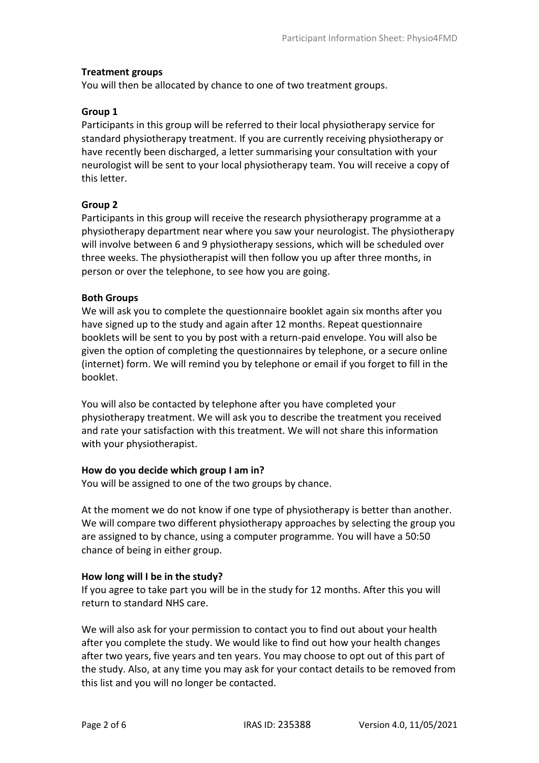**Treatment groups**

You will then be allocated by chance to one of two treatment groups.

**Group 1**

Participants in this group will be referred to their local physiotherapy service for standard physiotherapy treatment. If you are currently receiving physiotherapy or have recently been discharged, a letter summarising your consultation with your neurologist will be sent to your local physiotherapy team. You will receive a copy of this letter.

**Group 2**

Participants in this group will receive the research physiotherapy programme at a physiotherapy department near where you saw your neurologist. The physiotherapy will involve between 6 and 9 physiotherapy sessions, which will be scheduled over three weeks. The physiotherapist will then follow you up after three months, in person or over the telephone, to see how you are going.

**Both Groups**

We will ask you to complete the questionnaire booklet again six months after you have signed up to the study and again after 12 months. Repeat questionnaire booklets will be sent to you by post with a return-paid envelope. You will also be given the option of completing the questionnaires by telephone, or a secure online (internet) form. We will remind you by telephone or email if you forget to fill in the booklet.

You will also be contacted by telephone after you have completed your physiotherapy treatment. We will ask you to describe the treatment you received and rate your satisfaction with this treatment. We will not share this information with your physiotherapist.

**How do you decide which group I am in?**

You will be assigned to one of the two groups by chance.

At the moment we do not know if one type of physiotherapy is better than another. We will compare two different physiotherapy approaches by selecting the group you are assigned to by chance, using a computer programme. You will have a 50:50 chance of being in either group.

**How long will I be in the study?**

If you agree to take part you will be in the study for 12 months. After this you will return to standard NHS care.

We will also ask for your permission to contact you to find out about your health after you complete the study. We would like to find out how your health changes after two years, five years and ten years. You may choose to opt out of this part of the study. Also, at any time you may ask for your contact details to be removed from this list and you will no longer be contacted.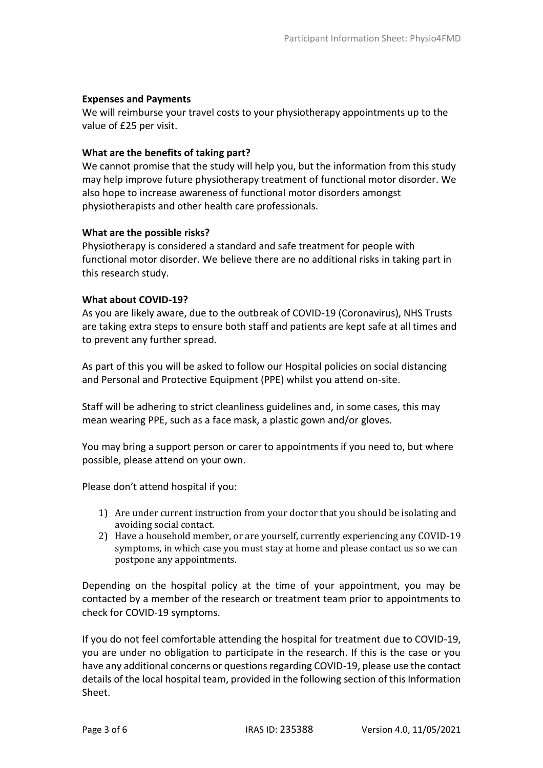**Expenses and Payments**

We will reimburse your travel costs to your physiotherapy appointments up to the value of £25 per visit.

**What are the benefits of taking part?**

We cannot promise that the study will help you, but the information from this study may help improve future physiotherapy treatment of functional motor disorder. We also hope to increase awareness of functional motor disorders amongst physiotherapists and other health care professionals.

**What are the possible risks?**

Physiotherapy is considered a standard and safe treatment for people with functional motor disorder. We believe there are no additional risks in taking part in this research study.

**What about COVID-19?**

As you are likely aware, due to the outbreak of COVID-19 (Coronavirus), NHS Trusts are taking extra steps to ensure both staff and patients are kept safe at all times and to prevent any further spread.

As part of this you will be asked to follow our Hospital policies on social distancing and Personal and Protective Equipment (PPE) whilst you attend on-site.

Staff will be adhering to strict cleanliness guidelines and, in some cases, this may mean wearing PPE, such as a face mask, a plastic gown and/or gloves.

You may bring a support person or carer to appointments if you need to, but where possible, please attend on your own.

Please don't attend hospital if you:

1) Are under current instruction from your doctor that you should be isolating and avoiding social contact.
2) Have a household member, or are yourself, currently experiencing any COVID-19 symptoms, in which case you must stay at home and please contact us so we can postpone any appointments.

Depending on the hospital policy at the time of your appointment, you may be contacted by a member of the research or treatment team prior to appointments to check for COVID-19 symptoms.

If you do not feel comfortable attending the hospital for treatment due to COVID-19, you are under no obligation to participate in the research. If this is the case or you have any additional concerns or questions regarding COVID-19, please use the contact details of the local hospital team, provided in the following section of this Information Sheet.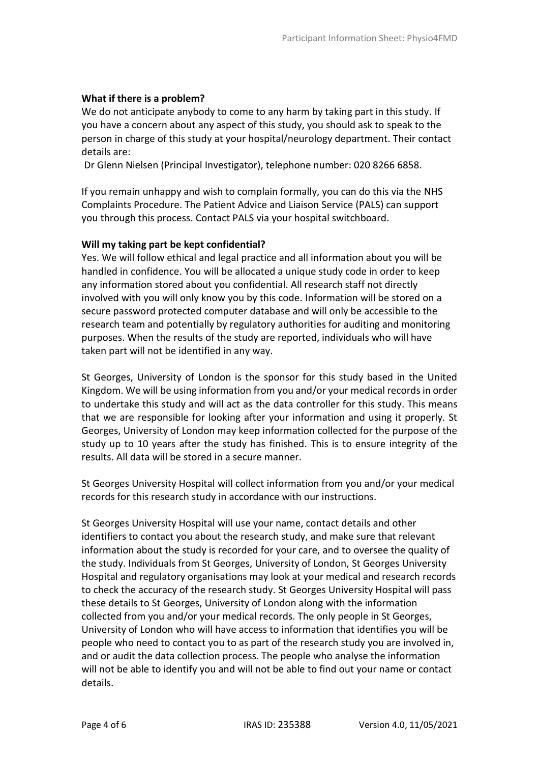**What if there is a problem?**

We do not anticipate anybody to come to any harm by taking part in this study. If you have a concern about any aspect of this study, you should ask to speak to the person in charge of this study at your hospital/neurology department. Their contact details are:

Dr Glenn Nielsen (Principal Investigator), telephone number: 020 8266 6858.

If you remain unhappy and wish to complain formally, you can do this via the NHS Complaints Procedure. The Patient Advice and Liaison Service (PALS) can support you through this process. Contact PALS via your hospital switchboard.

**Will my taking part be kept confidential?**

Yes. We will follow ethical and legal practice and all information about you will be handled in confidence. You will be allocated a unique study code in order to keep any information stored about you confidential. All research staff not directly involved with you will only know you by this code. Information will be stored on a secure password protected computer database and will only be accessible to the research team and potentially by regulatory authorities for auditing and monitoring purposes. When the results of the study are reported, individuals who will have taken part will not be identified in any way.

St Georges, University of London is the sponsor for this study based in the United Kingdom. We will be using information from you and/or your medical records in order to undertake this study and will act as the data controller for this study. This means that we are responsible for looking after your information and using it properly. St Georges, University of London may keep information collected for the purpose of the study up to 10 years after the study has finished. This is to ensure integrity of the results. All data will be stored in a secure manner.

St Georges University Hospital will collect information from you and/or your medical records for this research study in accordance with our instructions.

St Georges University Hospital will use your name, contact details and other identifiers to contact you about the research study, and make sure that relevant information about the study is recorded for your care, and to oversee the quality of the study. Individuals from St Georges, University of London, St Georges University Hospital and regulatory organisations may look at your medical and research records to check the accuracy of the research study. St Georges University Hospital will pass these details to St Georges, University of London along with the information collected from you and/or your medical records. The only people in St Georges, University of London who will have access to information that identifies you will be people who need to contact you to as part of the research study you are involved in, and or audit the data collection process. The people who analyse the information will not be able to identify you and will not be able to find out your name or contact details.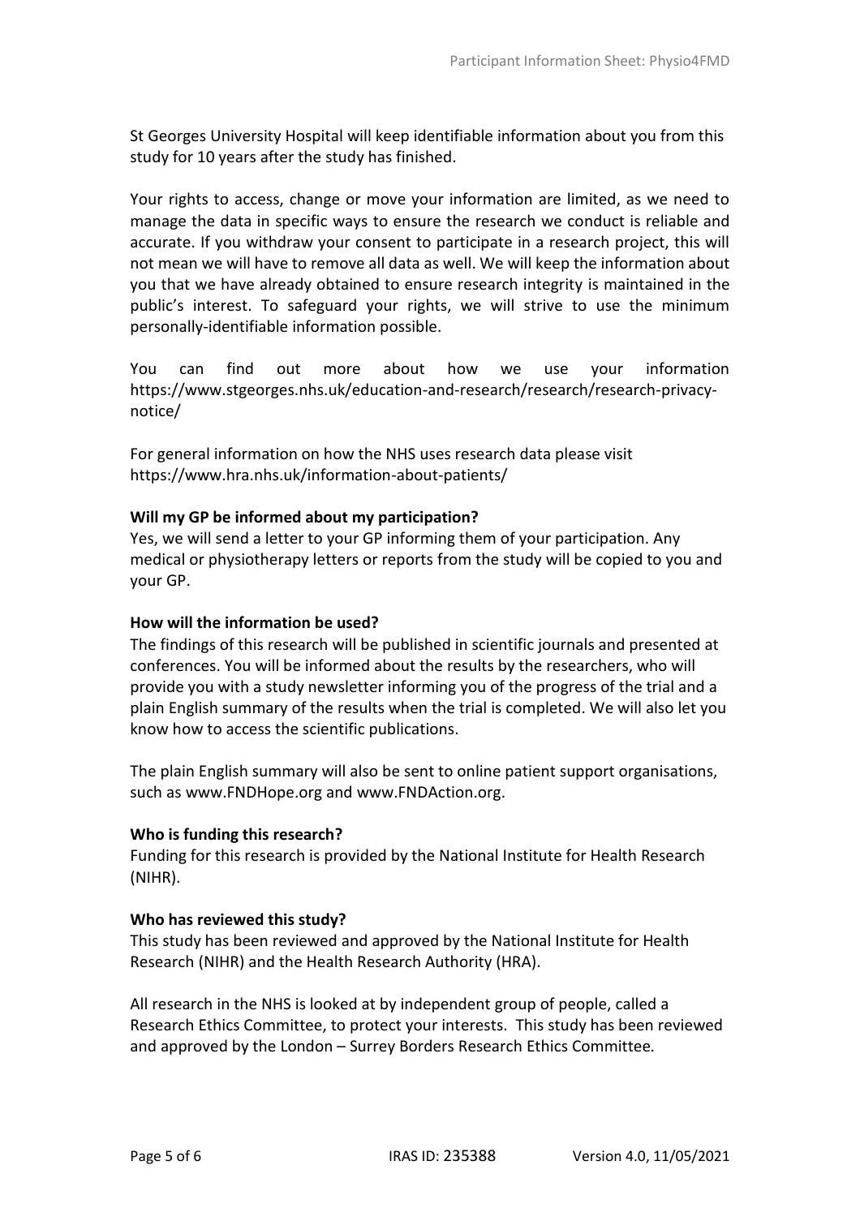St Georges University Hospital will keep identifiable information about you from this study for 10 years after the study has finished.

Your rights to access, change or move your information are limited, as we need to manage the data in specific ways to ensure the research we conduct is reliable and accurate. If you withdraw your consent to participate in a research project, this will not mean we will have to remove all data as well. We will keep the information about you that we have already obtained to ensure research integrity is maintained in the public's interest. To safeguard your rights, we will strive to use the minimum personally-identifiable information possible.

You can find out more about how we use your information https://www.stgeorges.nhs.uk/education-and-research/research/research-privacy-notice/

For general information on how the NHS uses research data please visit https://www.hra.nhs.uk/information-about-patients/

**Will my GP be informed about my participation?**

Yes, we will send a letter to your GP informing them of your participation. Any medical or physiotherapy letters or reports from the study will be copied to you and your GP.

**How will the information be used?**

The findings of this research will be published in scientific journals and presented at conferences. You will be informed about the results by the researchers, who will provide you with a study newsletter informing you of the progress of the trial and a plain English summary of the results when the trial is completed. We will also let you know how to access the scientific publications.

The plain English summary will also be sent to online patient support organisations, such as www.FNDHope.org and www.FNDAction.org.

**Who is funding this research?**

Funding for this research is provided by the National Institute for Health Research (NIHR).

**Who has reviewed this study?**

This study has been reviewed and approved by the National Institute for Health Research (NIHR) and the Health Research Authority (HRA).

All research in the NHS is looked at by independent group of people, called a Research Ethics Committee, to protect your interests. This study has been reviewed and approved by the London – Surrey Borders Research Ethics Committee.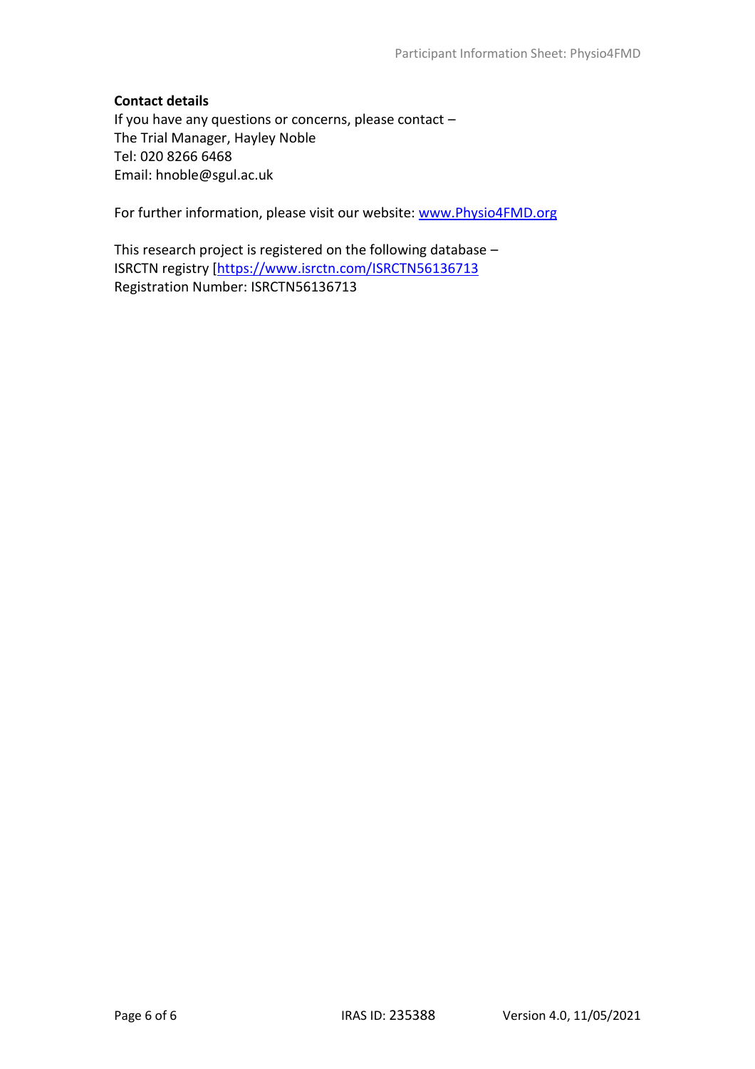**Contact details**

If you have any questions or concerns, please contact –
The Trial Manager, Hayley Noble
Tel: 020 8266 6468
Email: hnoble@sgul.ac.uk

For further information, please visit our website: www.Physio4FMD.org

This research project is registered on the following database –
ISRCTN registry [https://www.isrctn.com/ISRCTN56136713
Registration Number: ISRCTN56136713